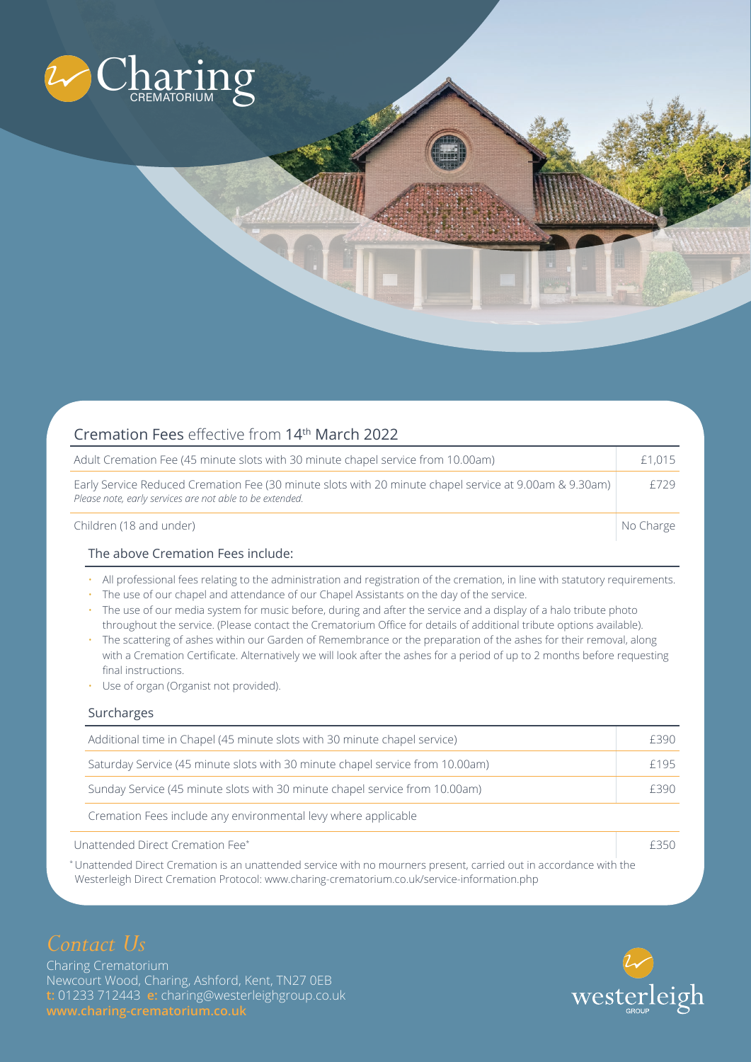# Charing CREMATORIUM

## Cremation Fees effective from 14th March 2022

| Item | Fee |
|---|---|
| Adult Cremation Fee (45 minute slots with 30 minute chapel service from 10.00am) | £1,015 |
| Early Service Reduced Cremation Fee (30 minute slots with 20 minute chapel service at 9.00am & 9.30am) *Please note, early services are not able to be extended.* | £729 |
| Children (18 and under) | No Charge |

### The above Cremation Fees include:

- All professional fees relating to the administration and registration of the cremation, in line with statutory requirements.
- The use of our chapel and attendance of our Chapel Assistants on the day of the service.
- The use of our media system for music before, during and after the service and a display of a halo tribute photo throughout the service. (Please contact the Crematorium Office for details of additional tribute options available).
- The scattering of ashes within our Garden of Remembrance or the preparation of the ashes for their removal, along with a Cremation Certificate. Alternatively we will look after the ashes for a period of up to 2 months before requesting final instructions.
- Use of organ (Organist not provided).

### Surcharges

| Item | Fee |
|---|---|
| Additional time in Chapel (45 minute slots with 30 minute chapel service) | £390 |
| Saturday Service (45 minute slots with 30 minute chapel service from 10.00am) | £195 |
| Sunday Service (45 minute slots with 30 minute chapel service from 10.00am) | £390 |

Cremation Fees include any environmental levy where applicable

| Item | Fee |
|---|---|
| Unattended Direct Cremation Fee* | £350 |

*Unattended Direct Cremation is an unattended service with no mourners present, carried out in accordance with the Westerleigh Direct Cremation Protocol: www.charing-crematorium.co.uk/service-information.php

## *Contact Us*

Charing Crematorium
Newcourt Wood, Charing, Ashford, Kent, TN27 0EB
**t:** 01233 712443 **e:** charing@westerleighgroup.co.uk
**www.charing-crematorium.co.uk**

westerleigh GROUP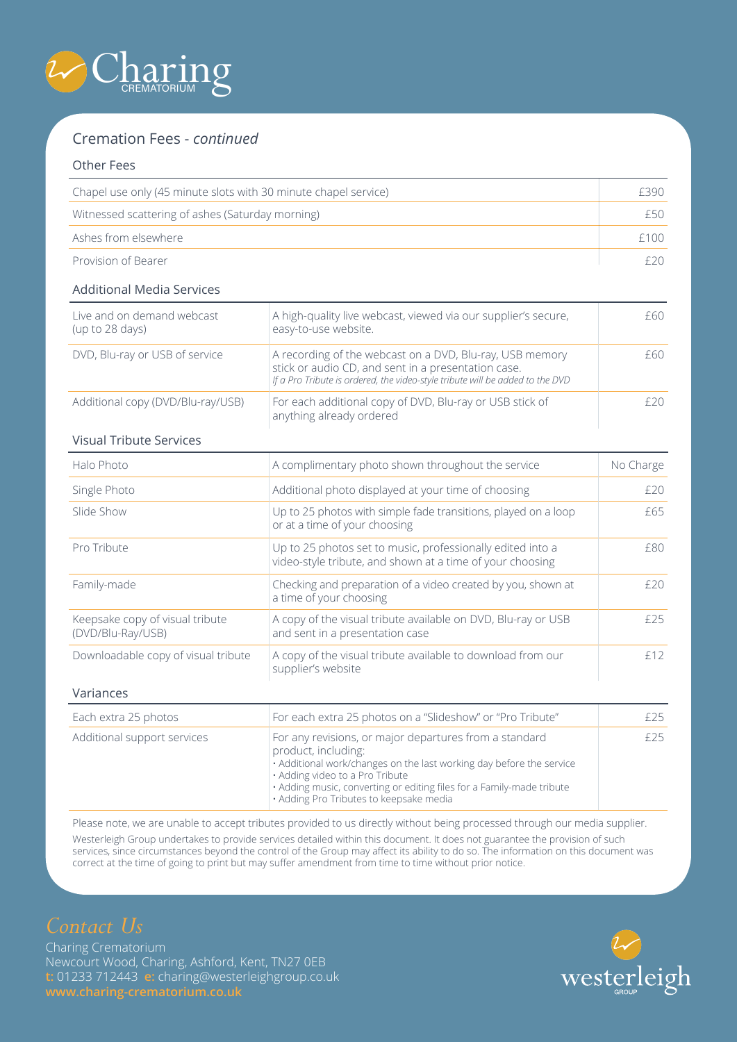# Charing Crematorium

## Cremation Fees - *continued*

### Other Fees

| | |
|---|---|
| Chapel use only (45 minute slots with 30 minute chapel service) | £390 |
| Witnessed scattering of ashes (Saturday morning) | £50 |
| Ashes from elsewhere | £100 |
| Provision of Bearer | £20 |

### Additional Media Services

| | | |
|---|---|---|
| Live and on demand webcast (up to 28 days) | A high-quality live webcast, viewed via our supplier's secure, easy-to-use website. | £60 |
| DVD, Blu-ray or USB of service | A recording of the webcast on a DVD, Blu-ray, USB memory stick or audio CD, and sent in a presentation case. *If a Pro Tribute is ordered, the video-style tribute will be added to the DVD* | £60 |
| Additional copy (DVD/Blu-ray/USB) | For each additional copy of DVD, Blu-ray or USB stick of anything already ordered | £20 |

### Visual Tribute Services

| | | |
|---|---|---|
| Halo Photo | A complimentary photo shown throughout the service | No Charge |
| Single Photo | Additional photo displayed at your time of choosing | £20 |
| Slide Show | Up to 25 photos with simple fade transitions, played on a loop or at a time of your choosing | £65 |
| Pro Tribute | Up to 25 photos set to music, professionally edited into a video-style tribute, and shown at a time of your choosing | £80 |
| Family-made | Checking and preparation of a video created by you, shown at a time of your choosing | £20 |
| Keepsake copy of visual tribute (DVD/Blu-Ray/USB) | A copy of the visual tribute available on DVD, Blu-ray or USB and sent in a presentation case | £25 |
| Downloadable copy of visual tribute | A copy of the visual tribute available to download from our supplier's website | £12 |

### Variances

| | | |
|---|---|---|
| Each extra 25 photos | For each extra 25 photos on a "Slideshow" or "Pro Tribute" | £25 |
| Additional support services | For any revisions, or major departures from a standard product, including: • Additional work/changes on the last working day before the service • Adding video to a Pro Tribute • Adding music, converting or editing files for a Family-made tribute • Adding Pro Tributes to keepsake media | £25 |

Please note, we are unable to accept tributes provided to us directly without being processed through our media supplier.

Westerleigh Group undertakes to provide services detailed within this document. It does not guarantee the provision of such services, since circumstances beyond the control of the Group may affect its ability to do so. The information on this document was correct at the time of going to print but may suffer amendment from time to time without prior notice.

## *Contact Us*

Charing Crematorium
Newcourt Wood, Charing, Ashford, Kent, TN27 0EB
**t:** 01233 712443 **e:** charing@westerleighgroup.co.uk
**www.charing-crematorium.co.uk**

westerleigh GROUP